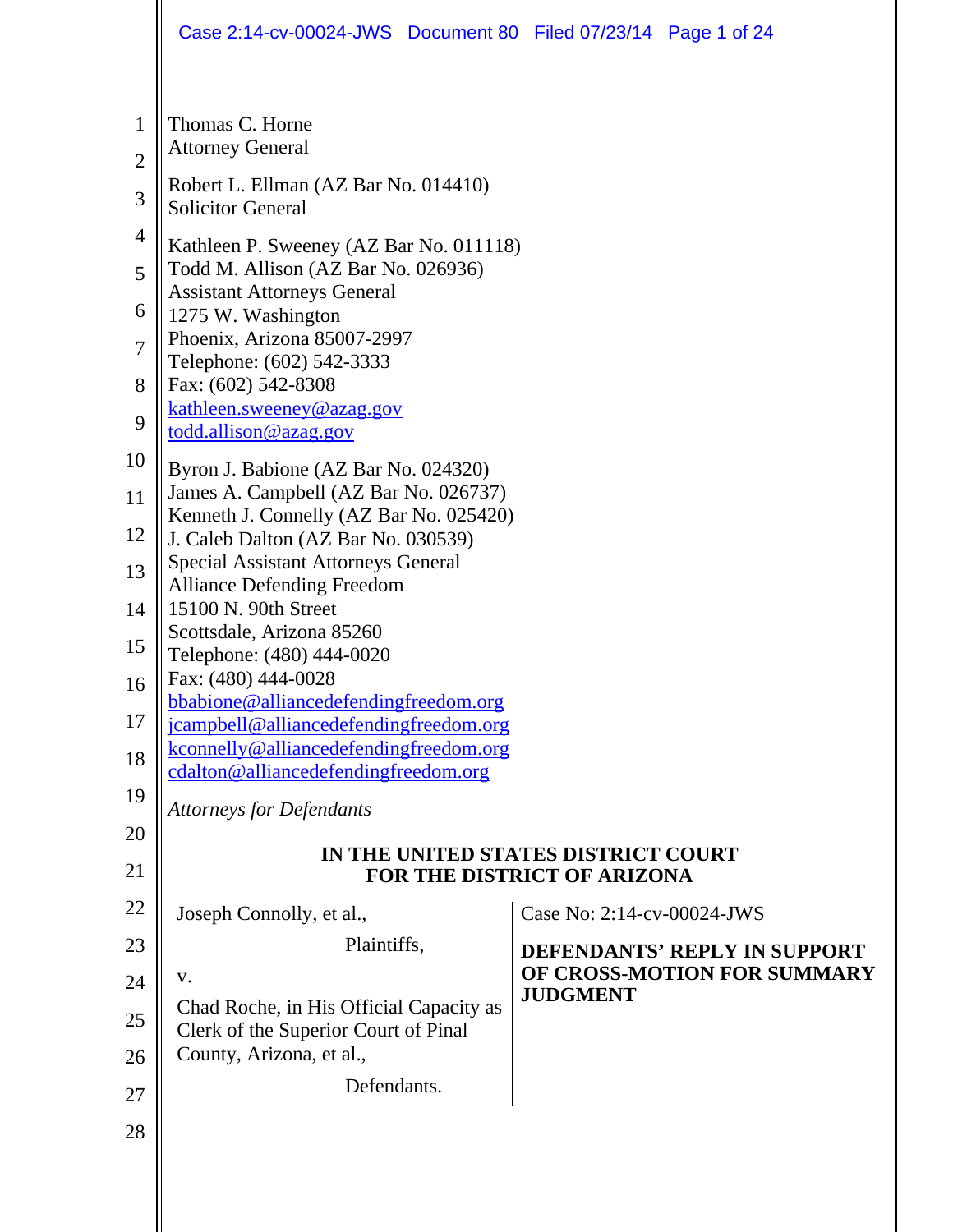Thomas C. Horne
Attorney General

Robert L. Ellman (AZ Bar No. 014410)
Solicitor General

Kathleen P. Sweeney (AZ Bar No. 011118)
Todd M. Allison (AZ Bar No. 026936)
Assistant Attorneys General
1275 W. Washington
Phoenix, Arizona 85007-2997
Telephone: (602) 542-3333
Fax: (602) 542-8308
kathleen.sweeney@azag.gov
todd.allison@azag.gov

Byron J. Babione (AZ Bar No. 024320)
James A. Campbell (AZ Bar No. 026737)
Kenneth J. Connelly (AZ Bar No. 025420)
J. Caleb Dalton (AZ Bar No. 030539)
Special Assistant Attorneys General
Alliance Defending Freedom
15100 N. 90th Street
Scottsdale, Arizona 85260
Telephone: (480) 444-0020
Fax: (480) 444-0028
bbabione@alliancedefendingfreedom.org
jcampbell@alliancedefendingfreedom.org
kconnelly@alliancedefendingfreedom.org
cdalton@alliancedefendingfreedom.org

*Attorneys for Defendants*

**IN THE UNITED STATES DISTRICT COURT**
**FOR THE DISTRICT OF ARIZONA**

| | |
|---|---|
| Joseph Connolly, et al.,<br><br>Plaintiffs,<br><br>v.<br><br>Chad Roche, in His Official Capacity as Clerk of the Superior Court of Pinal County, Arizona, et al.,<br><br>Defendants. | Case No: 2:14-cv-00024-JWS<br><br>**DEFENDANTS' REPLY IN SUPPORT OF CROSS-MOTION FOR SUMMARY JUDGMENT** |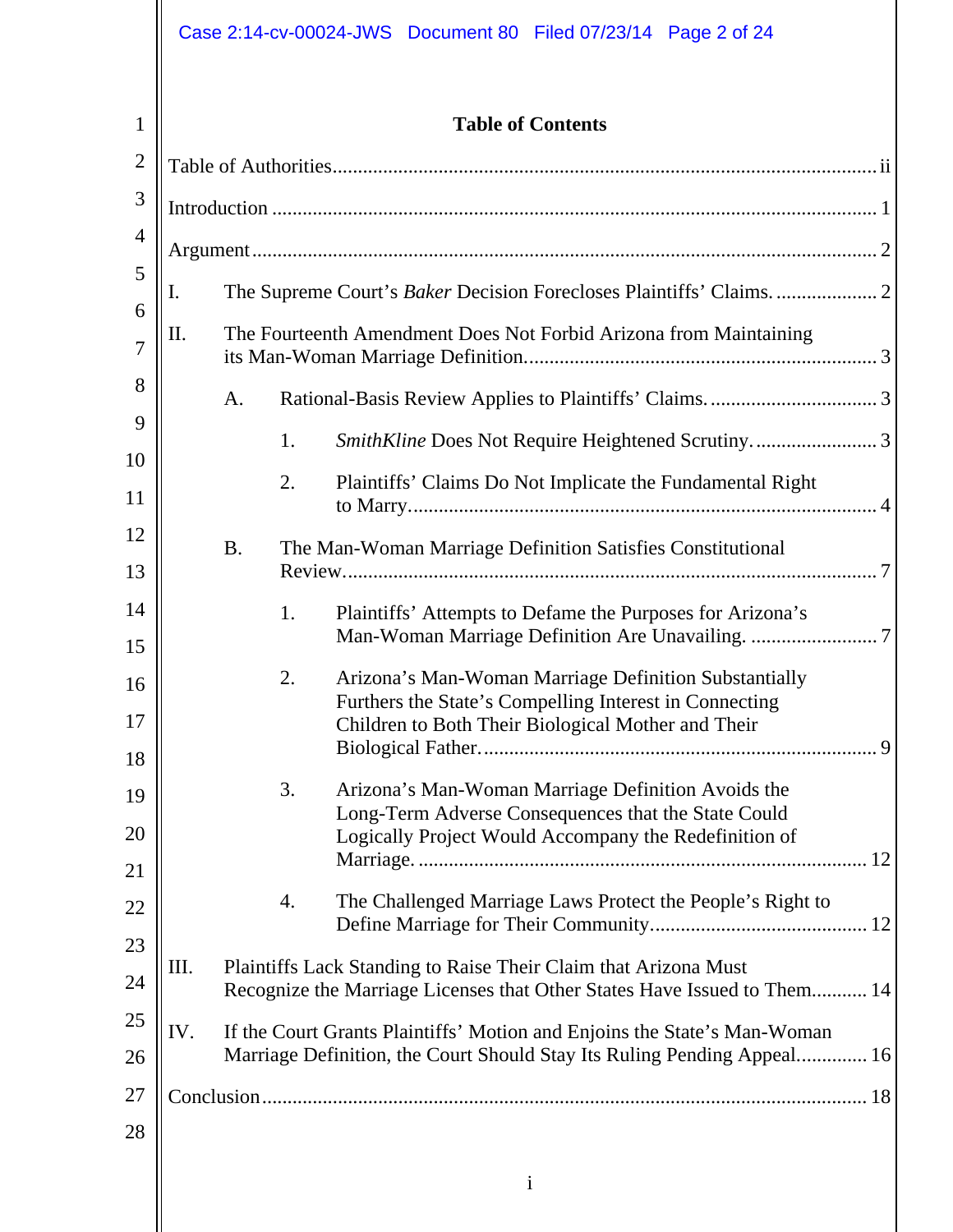# Table of Contents

Table of Authorities .......... ii

Introduction .......... 1

Argument .......... 2

I. The Supreme Court's *Baker* Decision Forecloses Plaintiffs' Claims. .......... 2

II. The Fourteenth Amendment Does Not Forbid Arizona from Maintaining its Man-Woman Marriage Definition. .......... 3

- A. Rational-Basis Review Applies to Plaintiffs' Claims. .......... 3
  - 1. *SmithKline* Does Not Require Heightened Scrutiny. .......... 3
  - 2. Plaintiffs' Claims Do Not Implicate the Fundamental Right to Marry. .......... 4
- B. The Man-Woman Marriage Definition Satisfies Constitutional Review. .......... 7
  - 1. Plaintiffs' Attempts to Defame the Purposes for Arizona's Man-Woman Marriage Definition Are Unavailing. .......... 7
  - 2. Arizona's Man-Woman Marriage Definition Substantially Furthers the State's Compelling Interest in Connecting Children to Both Their Biological Mother and Their Biological Father. .......... 9
  - 3. Arizona's Man-Woman Marriage Definition Avoids the Long-Term Adverse Consequences that the State Could Logically Project Would Accompany the Redefinition of Marriage. .......... 12
  - 4. The Challenged Marriage Laws Protect the People's Right to Define Marriage for Their Community. .......... 12

III. Plaintiffs Lack Standing to Raise Their Claim that Arizona Must Recognize the Marriage Licenses that Other States Have Issued to Them. .......... 14

IV. If the Court Grants Plaintiffs' Motion and Enjoins the State's Man-Woman Marriage Definition, the Court Should Stay Its Ruling Pending Appeal. .......... 16

Conclusion .......... 18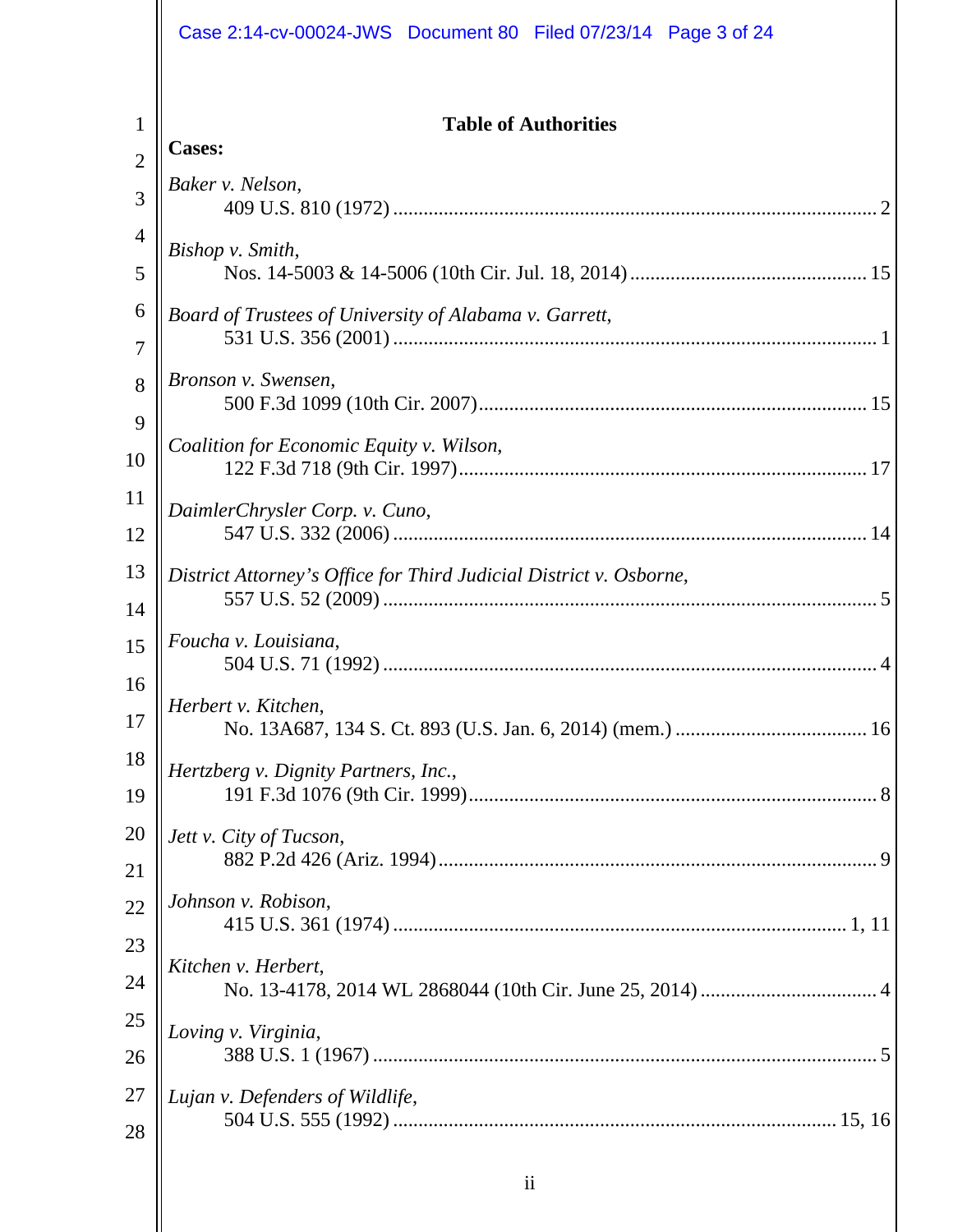## Table of Authorities

**Cases:**

*Baker v. Nelson*,
409 U.S. 810 (1972) ........................................................................................ 2

*Bishop v. Smith*,
Nos. 14-5003 & 14-5006 (10th Cir. Jul. 18, 2014) .............................................. 15

*Board of Trustees of University of Alabama v. Garrett*,
531 U.S. 356 (2001) ........................................................................................ 1

*Bronson v. Swensen*,
500 F.3d 1099 (10th Cir. 2007) ........................................................................ 15

*Coalition for Economic Equity v. Wilson*,
122 F.3d 718 (9th Cir. 1997) ............................................................................ 17

*DaimlerChrysler Corp. v. Cuno*,
547 U.S. 332 (2006) ........................................................................................ 14

*District Attorney's Office for Third Judicial District v. Osborne*,
557 U.S. 52 (2009) .......................................................................................... 5

*Foucha v. Louisiana*,
504 U.S. 71 (1992) .......................................................................................... 4

*Herbert v. Kitchen*,
No. 13A687, 134 S. Ct. 893 (U.S. Jan. 6, 2014) (mem.) ..................................... 16

*Hertzberg v. Dignity Partners, Inc.*,
191 F.3d 1076 (9th Cir. 1999) .......................................................................... 8

*Jett v. City of Tucson*,
882 P.2d 426 (Ariz. 1994) ................................................................................ 9

*Johnson v. Robison*,
415 U.S. 361 (1974) .................................................................................. 1, 11

*Kitchen v. Herbert*,
No. 13-4178, 2014 WL 2868044 (10th Cir. June 25, 2014) .................................. 4

*Loving v. Virginia*,
388 U.S. 1 (1967) ............................................................................................ 5

*Lujan v. Defenders of Wildlife*,
504 U.S. 555 (1992) ................................................................................ 15, 16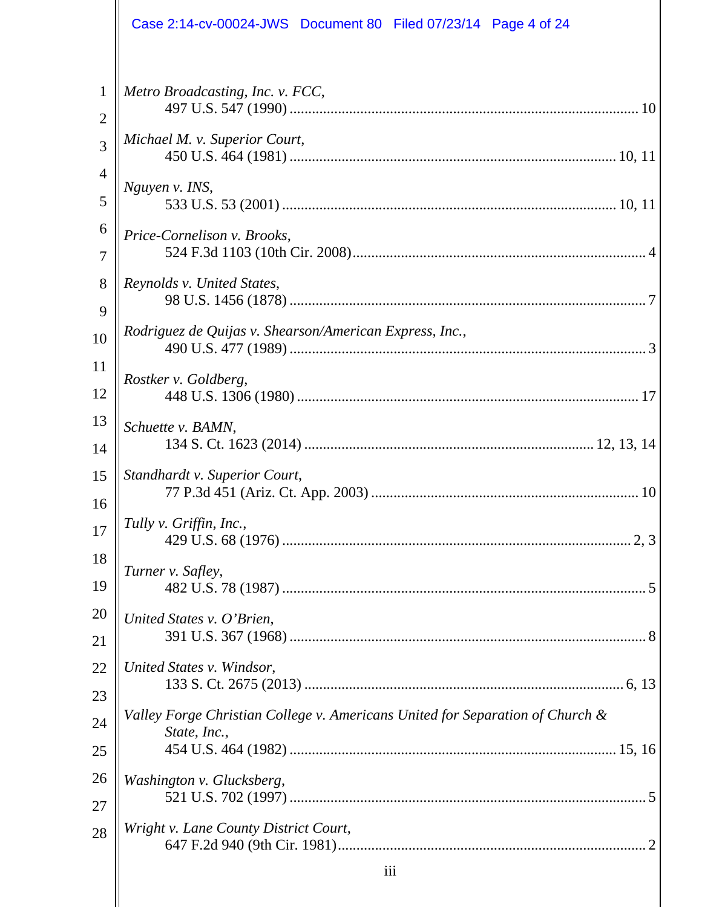*Metro Broadcasting, Inc. v. FCC*,
497 U.S. 547 (1990) ............................................................................................ 10

*Michael M. v. Superior Court*,
450 U.S. 464 (1981) ...................................................................................... 10, 11

*Nguyen v. INS*,
533 U.S. 53 (2001) ........................................................................................ 10, 11

*Price-Cornelison v. Brooks*,
524 F.3d 1103 (10th Cir. 2008)............................................................................. 4

*Reynolds v. United States*,
98 U.S. 1456 (1878) ............................................................................................... 7

*Rodriguez de Quijas v. Shearson/American Express, Inc.*,
490 U.S. 477 (1989) ............................................................................................... 3

*Rostker v. Goldberg*,
448 U.S. 1306 (1980) ........................................................................................... 17

*Schuette v. BAMN*,
134 S. Ct. 1623 (2014) ............................................................................ 12, 13, 14

*Standhardt v. Superior Court*,
77 P.3d 451 (Ariz. Ct. App. 2003) ....................................................................... 10

*Tully v. Griffin, Inc.*,
429 U.S. 68 (1976) ............................................................................................. 2, 3

*Turner v. Safley*,
482 U.S. 78 (1987) ................................................................................................. 5

*United States v. O'Brien*,
391 U.S. 367 (1968) ............................................................................................... 8

*United States v. Windsor*,
133 S. Ct. 2675 (2013) ..................................................................................... 6, 13

*Valley Forge Christian College v. Americans United for Separation of Church & State, Inc.*,
454 U.S. 464 (1982) ...................................................................................... 15, 16

*Washington v. Glucksberg*,
521 U.S. 702 (1997) ............................................................................................... 5

*Wright v. Lane County District Court*,
647 F.2d 940 (9th Cir. 1981).................................................................................. 2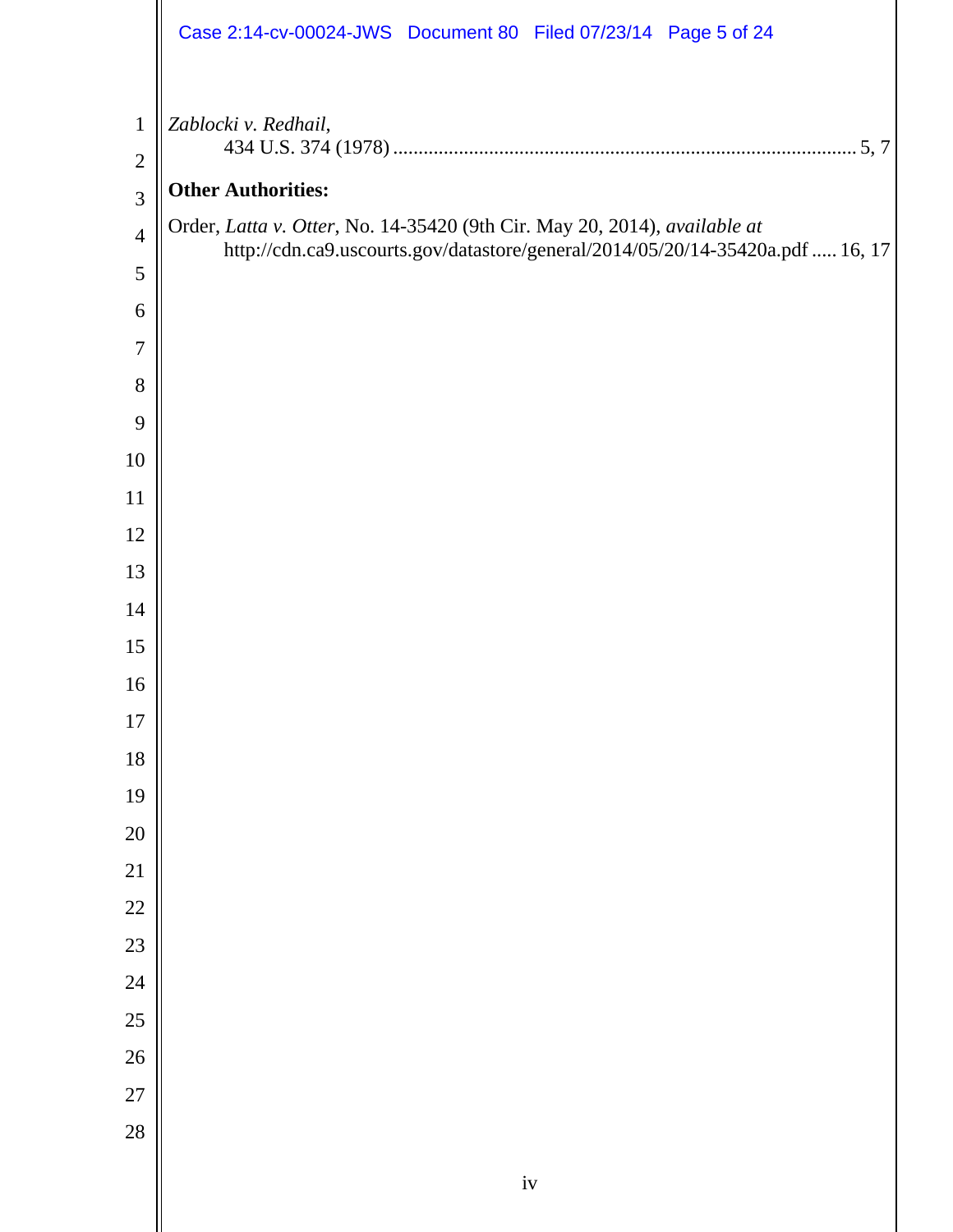*Zablocki v. Redhail*,
434 U.S. 374 (1978) .......................................................................................... 5, 7

**Other Authorities:**

Order, *Latta v. Otter*, No. 14-35420 (9th Cir. May 20, 2014), *available at*
http://cdn.ca9.uscourts.gov/datastore/general/2014/05/20/14-35420a.pdf ..... 16, 17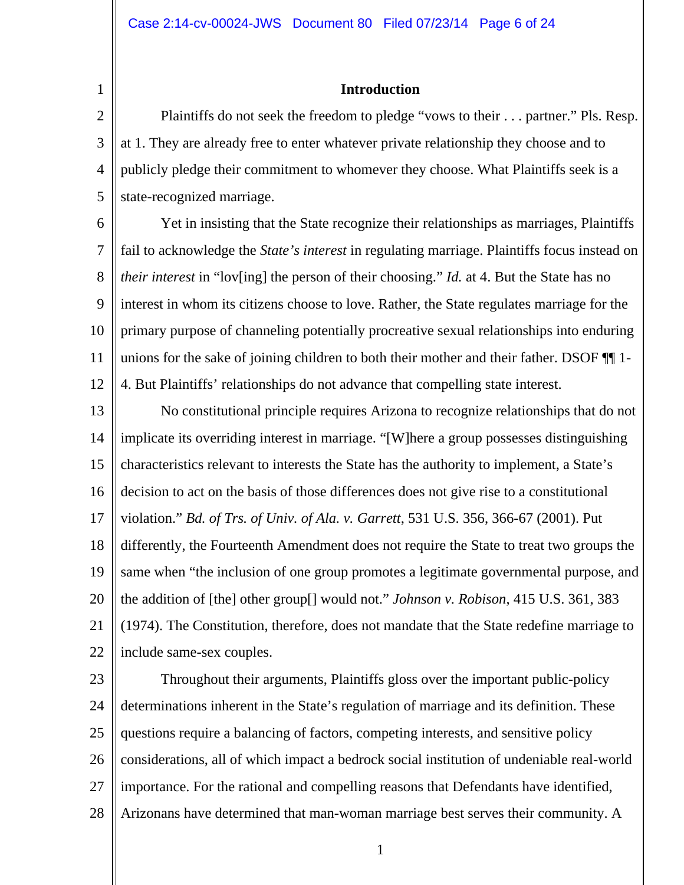## Introduction

Plaintiffs do not seek the freedom to pledge "vows to their . . . partner." Pls. Resp. at 1. They are already free to enter whatever private relationship they choose and to publicly pledge their commitment to whomever they choose. What Plaintiffs seek is a state-recognized marriage.

Yet in insisting that the State recognize their relationships as marriages, Plaintiffs fail to acknowledge the *State's interest* in regulating marriage. Plaintiffs focus instead on *their interest* in "lov[ing] the person of their choosing." *Id.* at 4. But the State has no interest in whom its citizens choose to love. Rather, the State regulates marriage for the primary purpose of channeling potentially procreative sexual relationships into enduring unions for the sake of joining children to both their mother and their father. DSOF ¶¶ 1-4. But Plaintiffs' relationships do not advance that compelling state interest.

No constitutional principle requires Arizona to recognize relationships that do not implicate its overriding interest in marriage. "[W]here a group possesses distinguishing characteristics relevant to interests the State has the authority to implement, a State's decision to act on the basis of those differences does not give rise to a constitutional violation." *Bd. of Trs. of Univ. of Ala. v. Garrett*, 531 U.S. 356, 366-67 (2001). Put differently, the Fourteenth Amendment does not require the State to treat two groups the same when "the inclusion of one group promotes a legitimate governmental purpose, and the addition of [the] other group[] would not." *Johnson v. Robison*, 415 U.S. 361, 383 (1974). The Constitution, therefore, does not mandate that the State redefine marriage to include same-sex couples.

Throughout their arguments, Plaintiffs gloss over the important public-policy determinations inherent in the State's regulation of marriage and its definition. These questions require a balancing of factors, competing interests, and sensitive policy considerations, all of which impact a bedrock social institution of undeniable real-world importance. For the rational and compelling reasons that Defendants have identified, Arizonans have determined that man-woman marriage best serves their community. A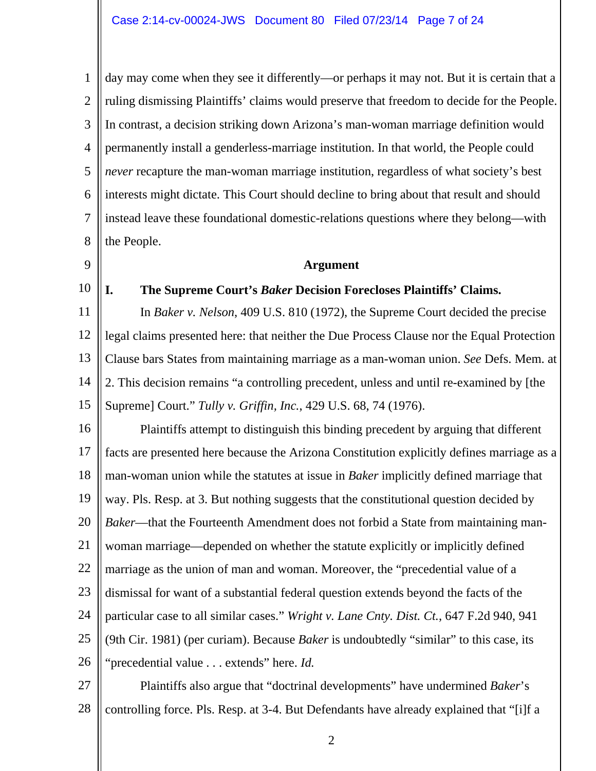day may come when they see it differently—or perhaps it may not. But it is certain that a ruling dismissing Plaintiffs' claims would preserve that freedom to decide for the People. In contrast, a decision striking down Arizona's man-woman marriage definition would permanently install a genderless-marriage institution. In that world, the People could *never* recapture the man-woman marriage institution, regardless of what society's best interests might dictate. This Court should decline to bring about that result and should instead leave these foundational domestic-relations questions where they belong—with the People.

## Argument

### I. The Supreme Court's *Baker* Decision Forecloses Plaintiffs' Claims.

In *Baker v. Nelson*, 409 U.S. 810 (1972), the Supreme Court decided the precise legal claims presented here: that neither the Due Process Clause nor the Equal Protection Clause bars States from maintaining marriage as a man-woman union. *See* Defs. Mem. at 2. This decision remains "a controlling precedent, unless and until re-examined by [the Supreme] Court." *Tully v. Griffin, Inc.*, 429 U.S. 68, 74 (1976).

Plaintiffs attempt to distinguish this binding precedent by arguing that different facts are presented here because the Arizona Constitution explicitly defines marriage as a man-woman union while the statutes at issue in *Baker* implicitly defined marriage that way. Pls. Resp. at 3. But nothing suggests that the constitutional question decided by *Baker*—that the Fourteenth Amendment does not forbid a State from maintaining man-woman marriage—depended on whether the statute explicitly or implicitly defined marriage as the union of man and woman. Moreover, the "precedential value of a dismissal for want of a substantial federal question extends beyond the facts of the particular case to all similar cases." *Wright v. Lane Cnty. Dist. Ct.*, 647 F.2d 940, 941 (9th Cir. 1981) (per curiam). Because *Baker* is undoubtedly "similar" to this case, its "precedential value . . . extends" here. *Id.*

Plaintiffs also argue that "doctrinal developments" have undermined *Baker*'s controlling force. Pls. Resp. at 3-4. But Defendants have already explained that "[i]f a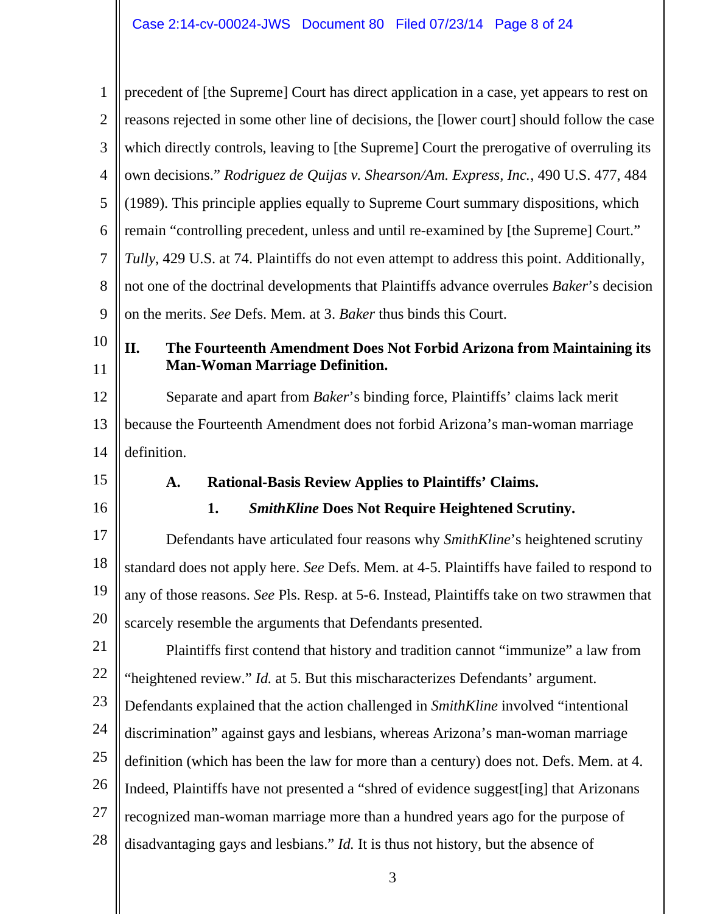precedent of [the Supreme] Court has direct application in a case, yet appears to rest on reasons rejected in some other line of decisions, the [lower court] should follow the case which directly controls, leaving to [the Supreme] Court the prerogative of overruling its own decisions." *Rodriguez de Quijas v. Shearson/Am. Express, Inc.*, 490 U.S. 477, 484 (1989). This principle applies equally to Supreme Court summary dispositions, which remain "controlling precedent, unless and until re-examined by [the Supreme] Court." *Tully*, 429 U.S. at 74. Plaintiffs do not even attempt to address this point. Additionally, not one of the doctrinal developments that Plaintiffs advance overrules *Baker*'s decision on the merits. *See* Defs. Mem. at 3. *Baker* thus binds this Court.

## II. The Fourteenth Amendment Does Not Forbid Arizona from Maintaining its Man-Woman Marriage Definition.

Separate and apart from *Baker*'s binding force, Plaintiffs' claims lack merit because the Fourteenth Amendment does not forbid Arizona's man-woman marriage definition.

### A. Rational-Basis Review Applies to Plaintiffs' Claims.

#### 1. *SmithKline* Does Not Require Heightened Scrutiny.

Defendants have articulated four reasons why *SmithKline*'s heightened scrutiny standard does not apply here. *See* Defs. Mem. at 4-5. Plaintiffs have failed to respond to any of those reasons. *See* Pls. Resp. at 5-6. Instead, Plaintiffs take on two strawmen that scarcely resemble the arguments that Defendants presented.

Plaintiffs first contend that history and tradition cannot "immunize" a law from "heightened review." *Id.* at 5. But this mischaracterizes Defendants' argument. Defendants explained that the action challenged in *SmithKline* involved "intentional discrimination" against gays and lesbians, whereas Arizona's man-woman marriage definition (which has been the law for more than a century) does not. Defs. Mem. at 4. Indeed, Plaintiffs have not presented a "shred of evidence suggest[ing] that Arizonans recognized man-woman marriage more than a hundred years ago for the purpose of disadvantaging gays and lesbians." *Id.* It is thus not history, but the absence of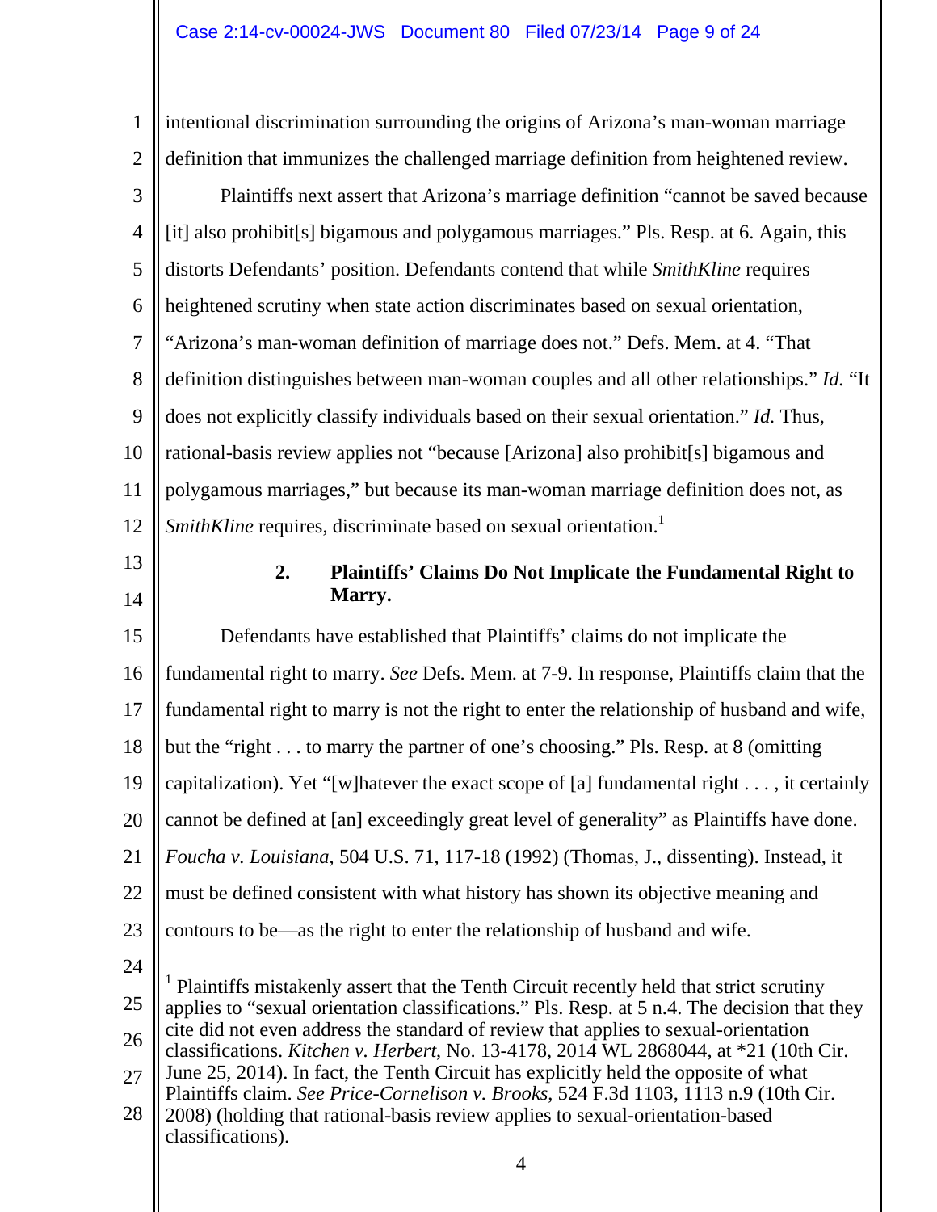intentional discrimination surrounding the origins of Arizona's man-woman marriage definition that immunizes the challenged marriage definition from heightened review.

Plaintiffs next assert that Arizona's marriage definition "cannot be saved because [it] also prohibit[s] bigamous and polygamous marriages." Pls. Resp. at 6. Again, this distorts Defendants' position. Defendants contend that while *SmithKline* requires heightened scrutiny when state action discriminates based on sexual orientation, "Arizona's man-woman definition of marriage does not." Defs. Mem. at 4. "That definition distinguishes between man-woman couples and all other relationships." *Id.* "It does not explicitly classify individuals based on their sexual orientation." *Id.* Thus, rational-basis review applies not "because [Arizona] also prohibit[s] bigamous and polygamous marriages," but because its man-woman marriage definition does not, as *SmithKline* requires, discriminate based on sexual orientation.[1]

### 2. Plaintiffs' Claims Do Not Implicate the Fundamental Right to Marry.

Defendants have established that Plaintiffs' claims do not implicate the fundamental right to marry. *See* Defs. Mem. at 7-9. In response, Plaintiffs claim that the fundamental right to marry is not the right to enter the relationship of husband and wife, but the "right . . . to marry the partner of one's choosing." Pls. Resp. at 8 (omitting capitalization). Yet "[w]hatever the exact scope of [a] fundamental right . . . , it certainly cannot be defined at [an] exceedingly great level of generality" as Plaintiffs have done. *Foucha v. Louisiana*, 504 U.S. 71, 117-18 (1992) (Thomas, J., dissenting). Instead, it must be defined consistent with what history has shown its objective meaning and contours to be—as the right to enter the relationship of husband and wife.

---

[1] Plaintiffs mistakenly assert that the Tenth Circuit recently held that strict scrutiny applies to "sexual orientation classifications." Pls. Resp. at 5 n.4. The decision that they cite did not even address the standard of review that applies to sexual-orientation classifications. *Kitchen v. Herbert*, No. 13-4178, 2014 WL 2868044, at *21 (10th Cir. June 25, 2014). In fact, the Tenth Circuit has explicitly held the opposite of what Plaintiffs claim. *See Price-Cornelison v. Brooks*, 524 F.3d 1103, 1113 n.9 (10th Cir. 2008) (holding that rational-basis review applies to sexual-orientation-based classifications).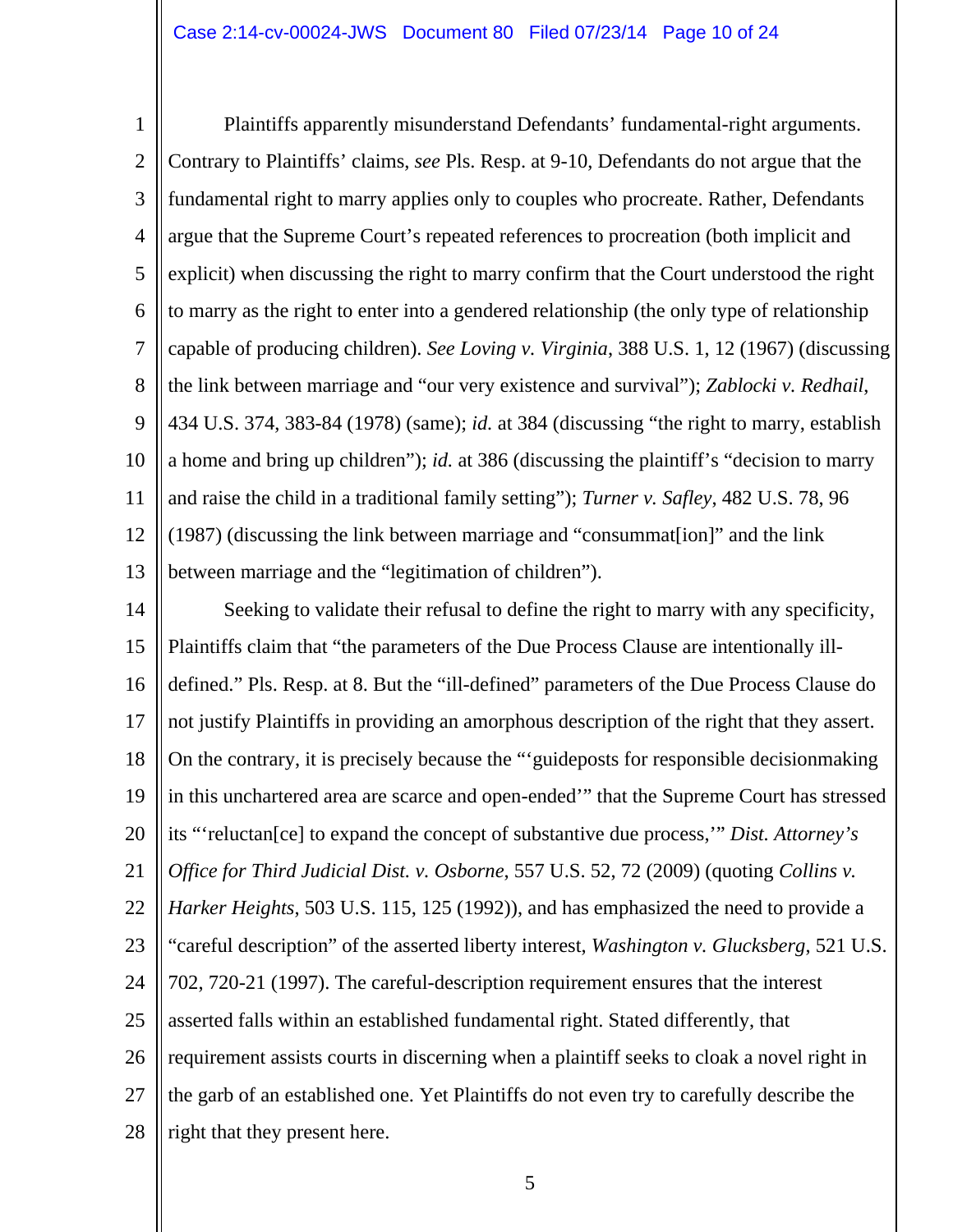Plaintiffs apparently misunderstand Defendants' fundamental-right arguments. Contrary to Plaintiffs' claims, *see* Pls. Resp. at 9-10, Defendants do not argue that the fundamental right to marry applies only to couples who procreate. Rather, Defendants argue that the Supreme Court's repeated references to procreation (both implicit and explicit) when discussing the right to marry confirm that the Court understood the right to marry as the right to enter into a gendered relationship (the only type of relationship capable of producing children). *See Loving v. Virginia*, 388 U.S. 1, 12 (1967) (discussing the link between marriage and "our very existence and survival"); *Zablocki v. Redhail*, 434 U.S. 374, 383-84 (1978) (same); *id.* at 384 (discussing "the right to marry, establish a home and bring up children"); *id.* at 386 (discussing the plaintiff's "decision to marry and raise the child in a traditional family setting"); *Turner v. Safley*, 482 U.S. 78, 96 (1987) (discussing the link between marriage and "consummat[ion]" and the link between marriage and the "legitimation of children").

Seeking to validate their refusal to define the right to marry with any specificity, Plaintiffs claim that "the parameters of the Due Process Clause are intentionally ill-defined." Pls. Resp. at 8. But the "ill-defined" parameters of the Due Process Clause do not justify Plaintiffs in providing an amorphous description of the right that they assert. On the contrary, it is precisely because the "'guideposts for responsible decisionmaking in this unchartered area are scarce and open-ended'" that the Supreme Court has stressed its "'reluctan[ce] to expand the concept of substantive due process,'" *Dist. Attorney's Office for Third Judicial Dist. v. Osborne*, 557 U.S. 52, 72 (2009) (quoting *Collins v. Harker Heights*, 503 U.S. 115, 125 (1992)), and has emphasized the need to provide a "careful description" of the asserted liberty interest, *Washington v. Glucksberg*, 521 U.S. 702, 720-21 (1997). The careful-description requirement ensures that the interest asserted falls within an established fundamental right. Stated differently, that requirement assists courts in discerning when a plaintiff seeks to cloak a novel right in the garb of an established one. Yet Plaintiffs do not even try to carefully describe the right that they present here.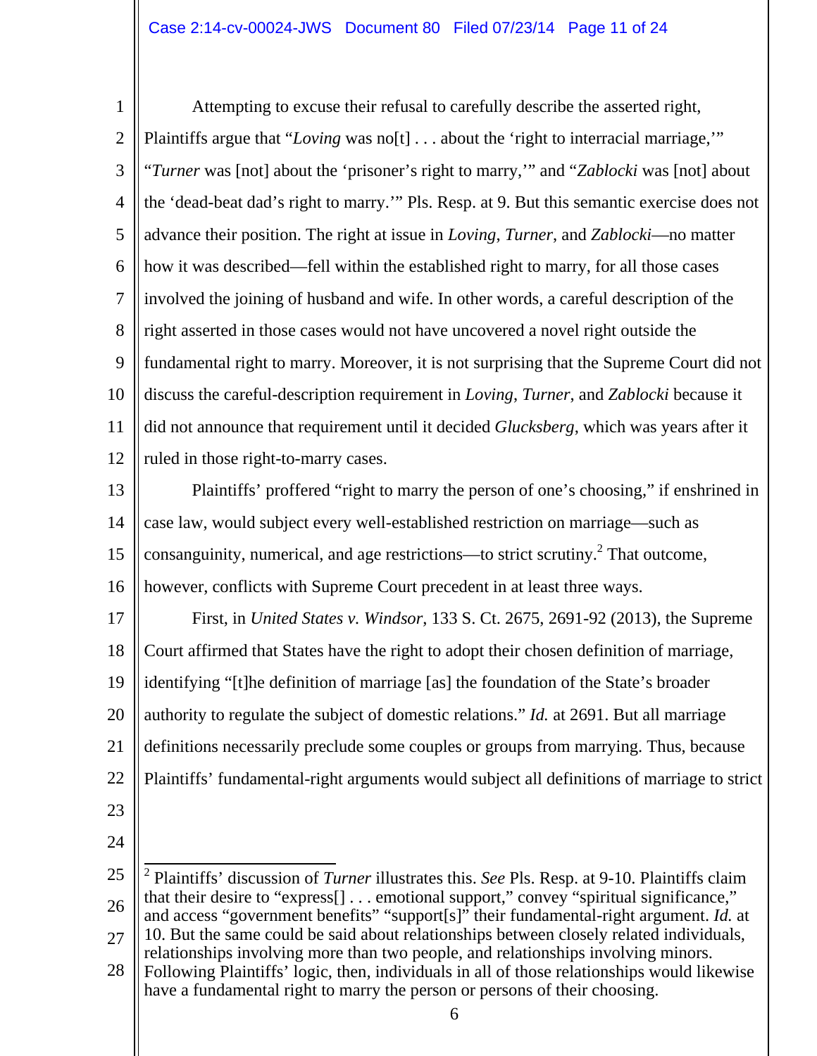Attempting to excuse their refusal to carefully describe the asserted right, Plaintiffs argue that "*Loving* was no[t] . . . about the 'right to interracial marriage,'" "*Turner* was [not] about the 'prisoner's right to marry,'" and "*Zablocki* was [not] about the 'dead-beat dad's right to marry.'" Pls. Resp. at 9. But this semantic exercise does not advance their position. The right at issue in *Loving*, *Turner*, and *Zablocki*—no matter how it was described—fell within the established right to marry, for all those cases involved the joining of husband and wife. In other words, a careful description of the right asserted in those cases would not have uncovered a novel right outside the fundamental right to marry. Moreover, it is not surprising that the Supreme Court did not discuss the careful-description requirement in *Loving*, *Turner*, and *Zablocki* because it did not announce that requirement until it decided *Glucksberg*, which was years after it ruled in those right-to-marry cases.

Plaintiffs' proffered "right to marry the person of one's choosing," if enshrined in case law, would subject every well-established restriction on marriage—such as consanguinity, numerical, and age restrictions—to strict scrutiny.[2] That outcome, however, conflicts with Supreme Court precedent in at least three ways.

First, in *United States v. Windsor*, 133 S. Ct. 2675, 2691-92 (2013), the Supreme Court affirmed that States have the right to adopt their chosen definition of marriage, identifying "[t]he definition of marriage [as] the foundation of the State's broader authority to regulate the subject of domestic relations." *Id.* at 2691. But all marriage definitions necessarily preclude some couples or groups from marrying. Thus, because Plaintiffs' fundamental-right arguments would subject all definitions of marriage to strict

[2] Plaintiffs' discussion of *Turner* illustrates this. *See* Pls. Resp. at 9-10. Plaintiffs claim that their desire to "express[] . . . emotional support," convey "spiritual significance," and access "government benefits" "support[s]" their fundamental-right argument. *Id.* at 10. But the same could be said about relationships between closely related individuals, relationships involving more than two people, and relationships involving minors. Following Plaintiffs' logic, then, individuals in all of those relationships would likewise have a fundamental right to marry the person or persons of their choosing.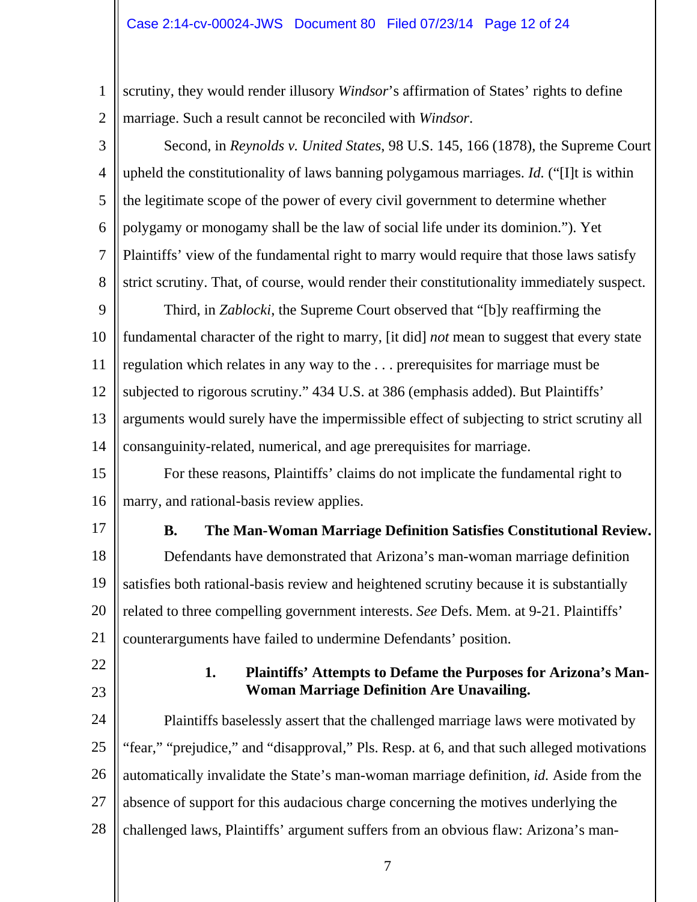scrutiny, they would render illusory *Windsor*'s affirmation of States' rights to define marriage. Such a result cannot be reconciled with *Windsor*.

Second, in *Reynolds v. United States*, 98 U.S. 145, 166 (1878), the Supreme Court upheld the constitutionality of laws banning polygamous marriages. *Id.* ("[I]t is within the legitimate scope of the power of every civil government to determine whether polygamy or monogamy shall be the law of social life under its dominion."). Yet Plaintiffs' view of the fundamental right to marry would require that those laws satisfy strict scrutiny. That, of course, would render their constitutionality immediately suspect.

Third, in *Zablocki*, the Supreme Court observed that "[b]y reaffirming the fundamental character of the right to marry, [it did] *not* mean to suggest that every state regulation which relates in any way to the . . . prerequisites for marriage must be subjected to rigorous scrutiny." 434 U.S. at 386 (emphasis added). But Plaintiffs' arguments would surely have the impermissible effect of subjecting to strict scrutiny all consanguinity-related, numerical, and age prerequisites for marriage.

For these reasons, Plaintiffs' claims do not implicate the fundamental right to marry, and rational-basis review applies.

**B. The Man-Woman Marriage Definition Satisfies Constitutional Review.**

Defendants have demonstrated that Arizona's man-woman marriage definition satisfies both rational-basis review and heightened scrutiny because it is substantially related to three compelling government interests. *See* Defs. Mem. at 9-21. Plaintiffs' counterarguments have failed to undermine Defendants' position.

**1. Plaintiffs' Attempts to Defame the Purposes for Arizona's Man-Woman Marriage Definition Are Unavailing.**

Plaintiffs baselessly assert that the challenged marriage laws were motivated by "fear," "prejudice," and "disapproval," Pls. Resp. at 6, and that such alleged motivations automatically invalidate the State's man-woman marriage definition, *id.* Aside from the absence of support for this audacious charge concerning the motives underlying the challenged laws, Plaintiffs' argument suffers from an obvious flaw: Arizona's man-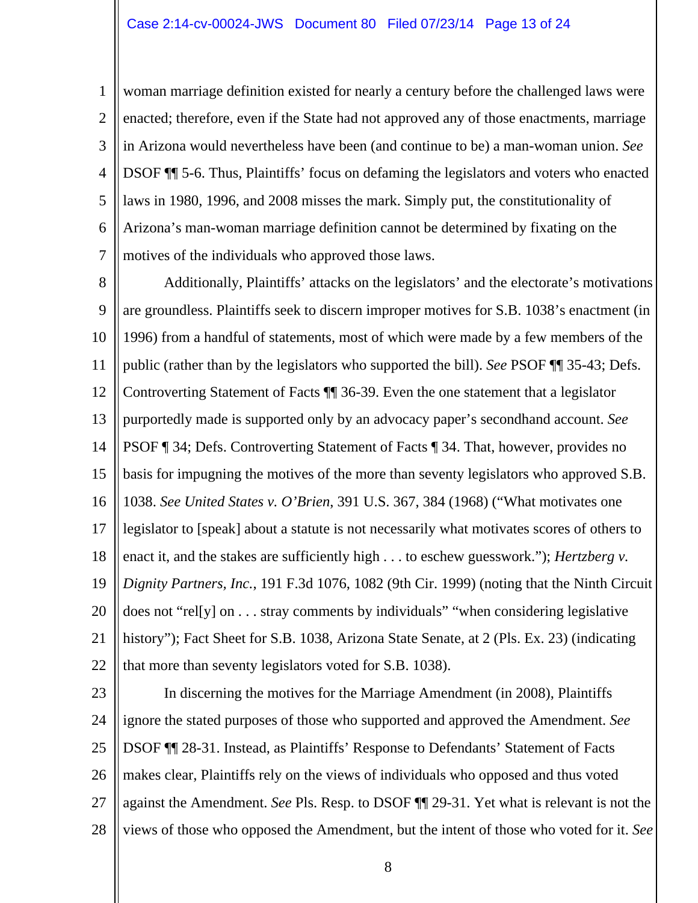woman marriage definition existed for nearly a century before the challenged laws were enacted; therefore, even if the State had not approved any of those enactments, marriage in Arizona would nevertheless have been (and continue to be) a man-woman union. *See* DSOF ¶¶ 5-6. Thus, Plaintiffs' focus on defaming the legislators and voters who enacted laws in 1980, 1996, and 2008 misses the mark. Simply put, the constitutionality of Arizona's man-woman marriage definition cannot be determined by fixating on the motives of the individuals who approved those laws.

Additionally, Plaintiffs' attacks on the legislators' and the electorate's motivations are groundless. Plaintiffs seek to discern improper motives for S.B. 1038's enactment (in 1996) from a handful of statements, most of which were made by a few members of the public (rather than by the legislators who supported the bill). *See* PSOF ¶¶ 35-43; Defs. Controverting Statement of Facts ¶¶ 36-39. Even the one statement that a legislator purportedly made is supported only by an advocacy paper's secondhand account. *See* PSOF ¶ 34; Defs. Controverting Statement of Facts ¶ 34. That, however, provides no basis for impugning the motives of the more than seventy legislators who approved S.B. 1038. *See United States v. O'Brien*, 391 U.S. 367, 384 (1968) ("What motivates one legislator to [speak] about a statute is not necessarily what motivates scores of others to enact it, and the stakes are sufficiently high . . . to eschew guesswork."); *Hertzberg v. Dignity Partners, Inc.*, 191 F.3d 1076, 1082 (9th Cir. 1999) (noting that the Ninth Circuit does not "rel[y] on . . . stray comments by individuals" "when considering legislative history"); Fact Sheet for S.B. 1038, Arizona State Senate, at 2 (Pls. Ex. 23) (indicating that more than seventy legislators voted for S.B. 1038).

In discerning the motives for the Marriage Amendment (in 2008), Plaintiffs ignore the stated purposes of those who supported and approved the Amendment. *See* DSOF ¶¶ 28-31. Instead, as Plaintiffs' Response to Defendants' Statement of Facts makes clear, Plaintiffs rely on the views of individuals who opposed and thus voted against the Amendment. *See* Pls. Resp. to DSOF ¶¶ 29-31. Yet what is relevant is not the views of those who opposed the Amendment, but the intent of those who voted for it. *See*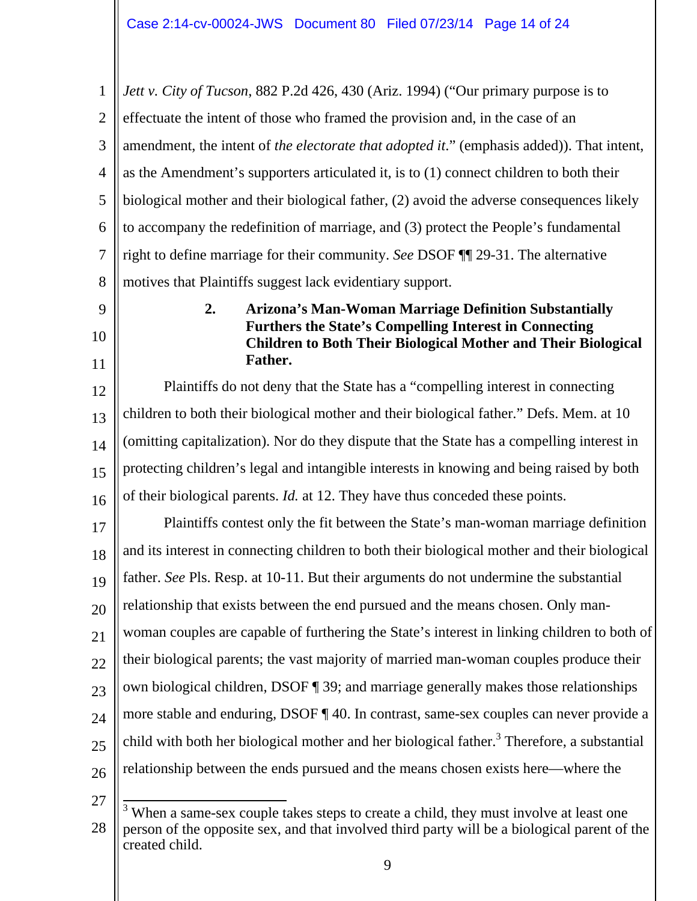*Jett v. City of Tucson*, 882 P.2d 426, 430 (Ariz. 1994) ("Our primary purpose is to effectuate the intent of those who framed the provision and, in the case of an amendment, the intent of *the electorate that adopted it*." (emphasis added)). That intent, as the Amendment's supporters articulated it, is to (1) connect children to both their biological mother and their biological father, (2) avoid the adverse consequences likely to accompany the redefinition of marriage, and (3) protect the People's fundamental right to define marriage for their community. *See* DSOF ¶¶ 29-31. The alternative motives that Plaintiffs suggest lack evidentiary support.

### 2. Arizona's Man-Woman Marriage Definition Substantially Furthers the State's Compelling Interest in Connecting Children to Both Their Biological Mother and Their Biological Father.

Plaintiffs do not deny that the State has a "compelling interest in connecting children to both their biological mother and their biological father." Defs. Mem. at 10 (omitting capitalization). Nor do they dispute that the State has a compelling interest in protecting children's legal and intangible interests in knowing and being raised by both of their biological parents. *Id.* at 12. They have thus conceded these points.

Plaintiffs contest only the fit between the State's man-woman marriage definition and its interest in connecting children to both their biological mother and their biological father. *See* Pls. Resp. at 10-11. But their arguments do not undermine the substantial relationship that exists between the end pursued and the means chosen. Only man-woman couples are capable of furthering the State's interest in linking children to both of their biological parents; the vast majority of married man-woman couples produce their own biological children, DSOF ¶ 39; and marriage generally makes those relationships more stable and enduring, DSOF ¶ 40. In contrast, same-sex couples can never provide a child with both her biological mother and her biological father.[3] Therefore, a substantial relationship between the ends pursued and the means chosen exists here—where the

[3] When a same-sex couple takes steps to create a child, they must involve at least one person of the opposite sex, and that involved third party will be a biological parent of the created child.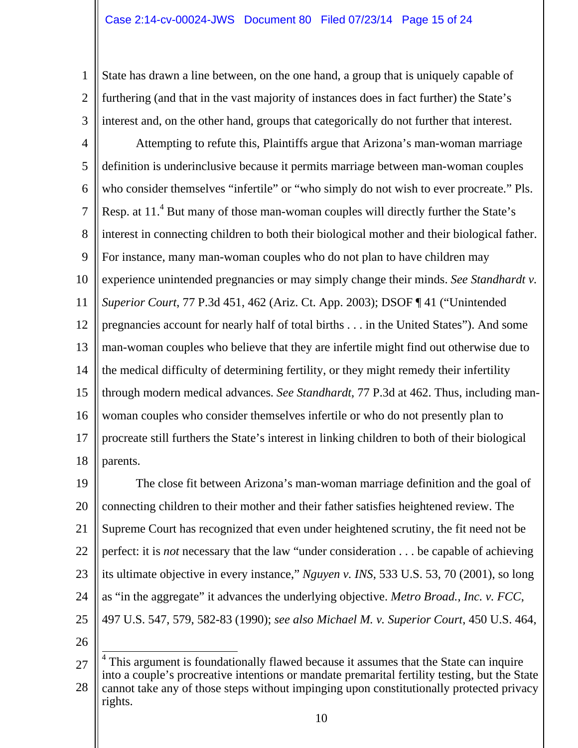State has drawn a line between, on the one hand, a group that is uniquely capable of furthering (and that in the vast majority of instances does in fact further) the State's interest and, on the other hand, groups that categorically do not further that interest.

Attempting to refute this, Plaintiffs argue that Arizona's man-woman marriage definition is underinclusive because it permits marriage between man-woman couples who consider themselves "infertile" or "who simply do not wish to ever procreate." Pls. Resp. at 11.[4] But many of those man-woman couples will directly further the State's interest in connecting children to both their biological mother and their biological father. For instance, many man-woman couples who do not plan to have children may experience unintended pregnancies or may simply change their minds. *See Standhardt v. Superior Court*, 77 P.3d 451, 462 (Ariz. Ct. App. 2003); DSOF ¶ 41 ("Unintended pregnancies account for nearly half of total births . . . in the United States"). And some man-woman couples who believe that they are infertile might find out otherwise due to the medical difficulty of determining fertility, or they might remedy their infertility through modern medical advances. *See Standhardt*, 77 P.3d at 462. Thus, including man-woman couples who consider themselves infertile or who do not presently plan to procreate still furthers the State's interest in linking children to both of their biological parents.

The close fit between Arizona's man-woman marriage definition and the goal of connecting children to their mother and their father satisfies heightened review. The Supreme Court has recognized that even under heightened scrutiny, the fit need not be perfect: it is *not* necessary that the law "under consideration . . . be capable of achieving its ultimate objective in every instance," *Nguyen v. INS*, 533 U.S. 53, 70 (2001), so long as "in the aggregate" it advances the underlying objective. *Metro Broad., Inc. v. FCC*, 497 U.S. 547, 579, 582-83 (1990); *see also Michael M. v. Superior Court*, 450 U.S. 464,

---

[4] This argument is foundationally flawed because it assumes that the State can inquire into a couple's procreative intentions or mandate premarital fertility testing, but the State cannot take any of those steps without impinging upon constitutionally protected privacy rights.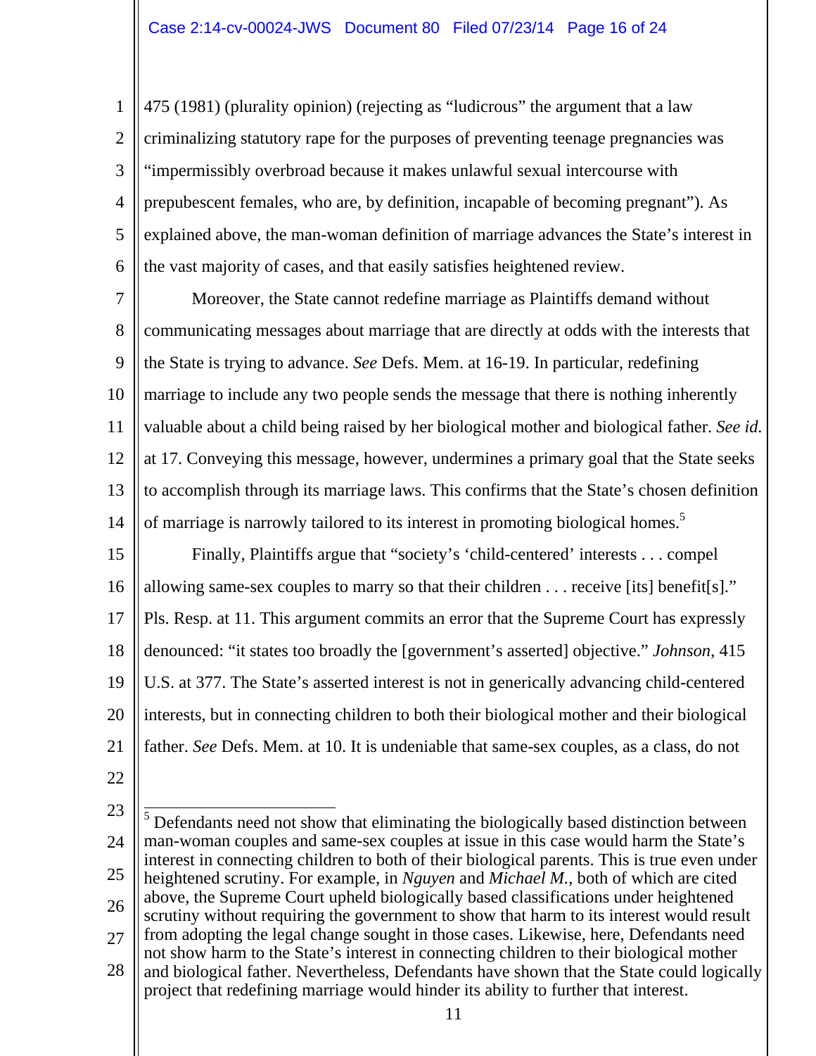475 (1981) (plurality opinion) (rejecting as "ludicrous" the argument that a law criminalizing statutory rape for the purposes of preventing teenage pregnancies was "impermissibly overbroad because it makes unlawful sexual intercourse with prepubescent females, who are, by definition, incapable of becoming pregnant"). As explained above, the man-woman definition of marriage advances the State's interest in the vast majority of cases, and that easily satisfies heightened review.

Moreover, the State cannot redefine marriage as Plaintiffs demand without communicating messages about marriage that are directly at odds with the interests that the State is trying to advance. *See* Defs. Mem. at 16-19. In particular, redefining marriage to include any two people sends the message that there is nothing inherently valuable about a child being raised by her biological mother and biological father. *See id.* at 17. Conveying this message, however, undermines a primary goal that the State seeks to accomplish through its marriage laws. This confirms that the State's chosen definition of marriage is narrowly tailored to its interest in promoting biological homes.[5]

Finally, Plaintiffs argue that "society's 'child-centered' interests . . . compel allowing same-sex couples to marry so that their children . . . receive [its] benefit[s]." Pls. Resp. at 11. This argument commits an error that the Supreme Court has expressly denounced: "it states too broadly the [government's asserted] objective." *Johnson*, 415 U.S. at 377. The State's asserted interest is not in generically advancing child-centered interests, but in connecting children to both their biological mother and their biological father. *See* Defs. Mem. at 10. It is undeniable that same-sex couples, as a class, do not

---

[5] Defendants need not show that eliminating the biologically based distinction between man-woman couples and same-sex couples at issue in this case would harm the State's interest in connecting children to both of their biological parents. This is true even under heightened scrutiny. For example, in *Nguyen* and *Michael M.*, both of which are cited above, the Supreme Court upheld biologically based classifications under heightened scrutiny without requiring the government to show that harm to its interest would result from adopting the legal change sought in those cases. Likewise, here, Defendants need not show harm to the State's interest in connecting children to their biological mother and biological father. Nevertheless, Defendants have shown that the State could logically project that redefining marriage would hinder its ability to further that interest.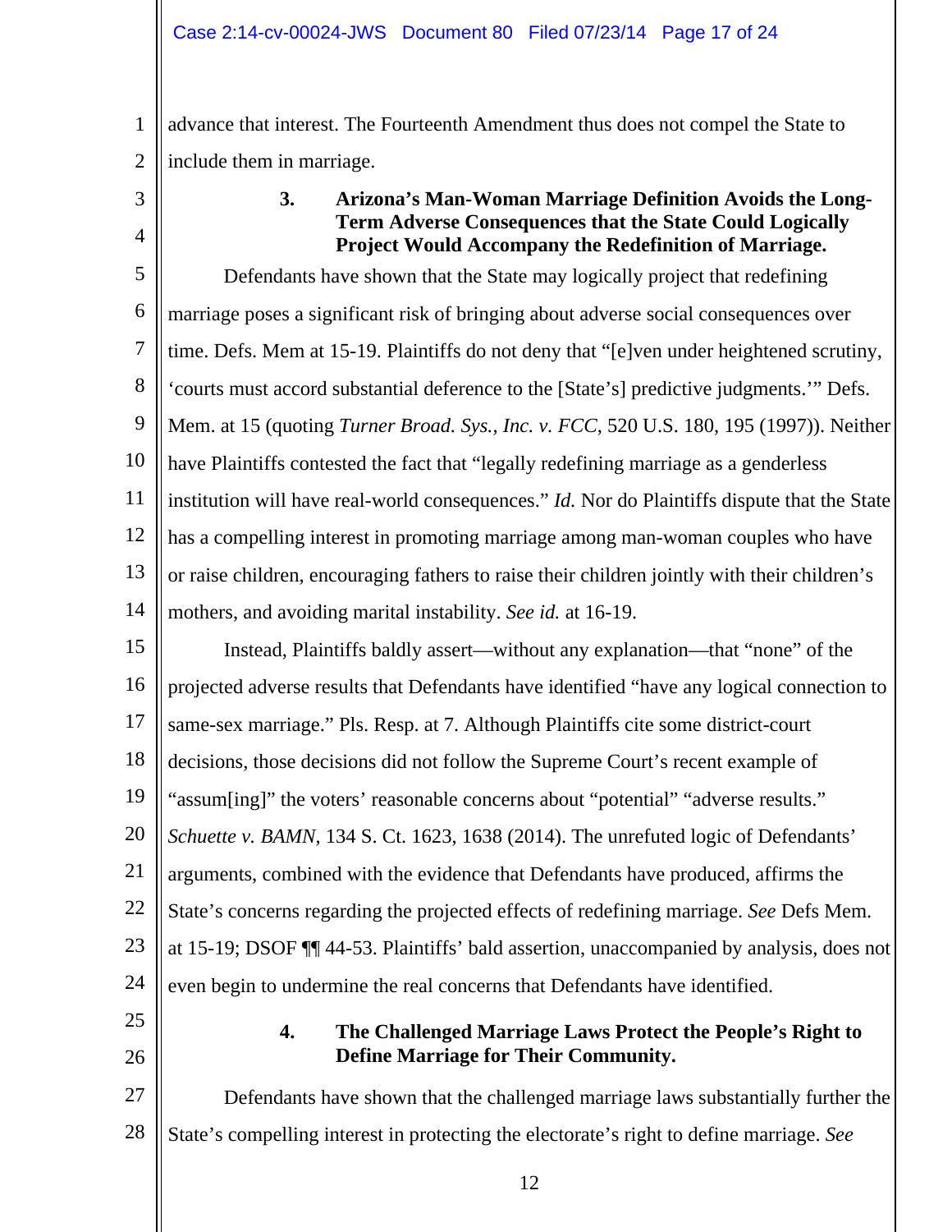advance that interest. The Fourteenth Amendment thus does not compel the State to include them in marriage.

### 3. Arizona's Man-Woman Marriage Definition Avoids the Long-Term Adverse Consequences that the State Could Logically Project Would Accompany the Redefinition of Marriage.

Defendants have shown that the State may logically project that redefining marriage poses a significant risk of bringing about adverse social consequences over time. Defs. Mem at 15-19. Plaintiffs do not deny that "[e]ven under heightened scrutiny, 'courts must accord substantial deference to the [State's] predictive judgments.'" Defs. Mem. at 15 (quoting *Turner Broad. Sys., Inc. v. FCC*, 520 U.S. 180, 195 (1997)). Neither have Plaintiffs contested the fact that "legally redefining marriage as a genderless institution will have real-world consequences." *Id.* Nor do Plaintiffs dispute that the State has a compelling interest in promoting marriage among man-woman couples who have or raise children, encouraging fathers to raise their children jointly with their children's mothers, and avoiding marital instability. *See id.* at 16-19.

Instead, Plaintiffs baldly assert—without any explanation—that "none" of the projected adverse results that Defendants have identified "have any logical connection to same-sex marriage." Pls. Resp. at 7. Although Plaintiffs cite some district-court decisions, those decisions did not follow the Supreme Court's recent example of "assum[ing]" the voters' reasonable concerns about "potential" "adverse results." *Schuette v. BAMN*, 134 S. Ct. 1623, 1638 (2014). The unrefuted logic of Defendants' arguments, combined with the evidence that Defendants have produced, affirms the State's concerns regarding the projected effects of redefining marriage. *See* Defs Mem. at 15-19; DSOF ¶¶ 44-53. Plaintiffs' bald assertion, unaccompanied by analysis, does not even begin to undermine the real concerns that Defendants have identified.

### 4. The Challenged Marriage Laws Protect the People's Right to Define Marriage for Their Community.

Defendants have shown that the challenged marriage laws substantially further the State's compelling interest in protecting the electorate's right to define marriage. *See*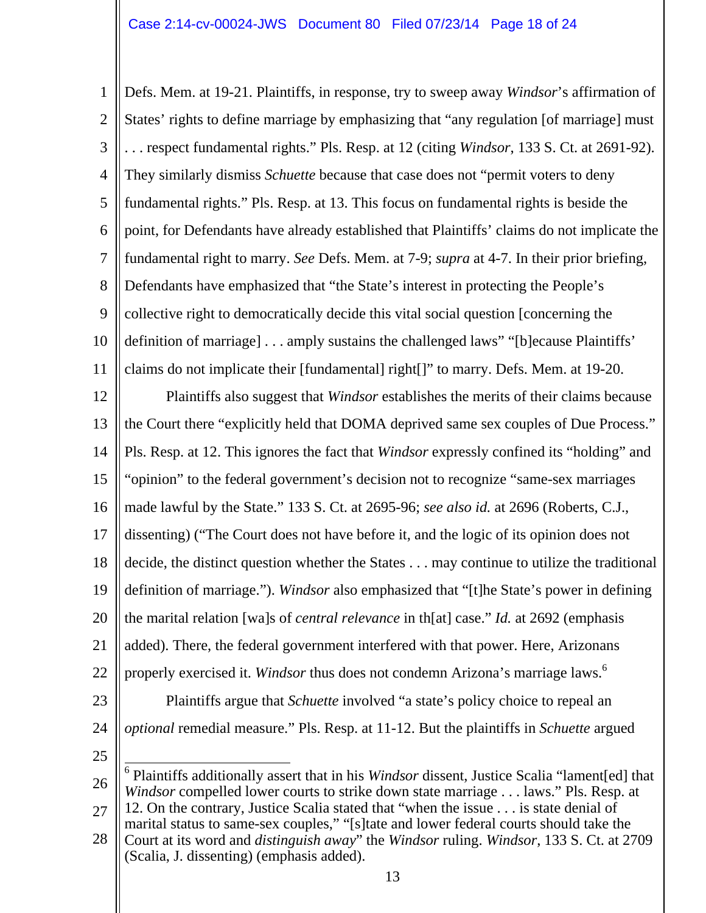Defs. Mem. at 19-21. Plaintiffs, in response, try to sweep away *Windsor*'s affirmation of States' rights to define marriage by emphasizing that "any regulation [of marriage] must . . . respect fundamental rights." Pls. Resp. at 12 (citing *Windsor*, 133 S. Ct. at 2691-92). They similarly dismiss *Schuette* because that case does not "permit voters to deny fundamental rights." Pls. Resp. at 13. This focus on fundamental rights is beside the point, for Defendants have already established that Plaintiffs' claims do not implicate the fundamental right to marry. *See* Defs. Mem. at 7-9; *supra* at 4-7. In their prior briefing, Defendants have emphasized that "the State's interest in protecting the People's collective right to democratically decide this vital social question [concerning the definition of marriage] . . . amply sustains the challenged laws" "[b]ecause Plaintiffs' claims do not implicate their [fundamental] right[]" to marry. Defs. Mem. at 19-20.

Plaintiffs also suggest that *Windsor* establishes the merits of their claims because the Court there "explicitly held that DOMA deprived same sex couples of Due Process." Pls. Resp. at 12. This ignores the fact that *Windsor* expressly confined its "holding" and "opinion" to the federal government's decision not to recognize "same-sex marriages made lawful by the State." 133 S. Ct. at 2695-96; *see also id.* at 2696 (Roberts, C.J., dissenting) ("The Court does not have before it, and the logic of its opinion does not decide, the distinct question whether the States . . . may continue to utilize the traditional definition of marriage."). *Windsor* also emphasized that "[t]he State's power in defining the marital relation [wa]s of *central relevance* in th[at] case." *Id.* at 2692 (emphasis added). There, the federal government interfered with that power. Here, Arizonans properly exercised it. *Windsor* thus does not condemn Arizona's marriage laws.[6]

Plaintiffs argue that *Schuette* involved "a state's policy choice to repeal an *optional* remedial measure." Pls. Resp. at 11-12. But the plaintiffs in *Schuette* argued

---

[6] Plaintiffs additionally assert that in his *Windsor* dissent, Justice Scalia "lament[ed] that *Windsor* compelled lower courts to strike down state marriage . . . laws." Pls. Resp. at 12. On the contrary, Justice Scalia stated that "when the issue . . . is state denial of marital status to same-sex couples," "[s]tate and lower federal courts should take the Court at its word and *distinguish away*" the *Windsor* ruling. *Windsor*, 133 S. Ct. at 2709 (Scalia, J. dissenting) (emphasis added).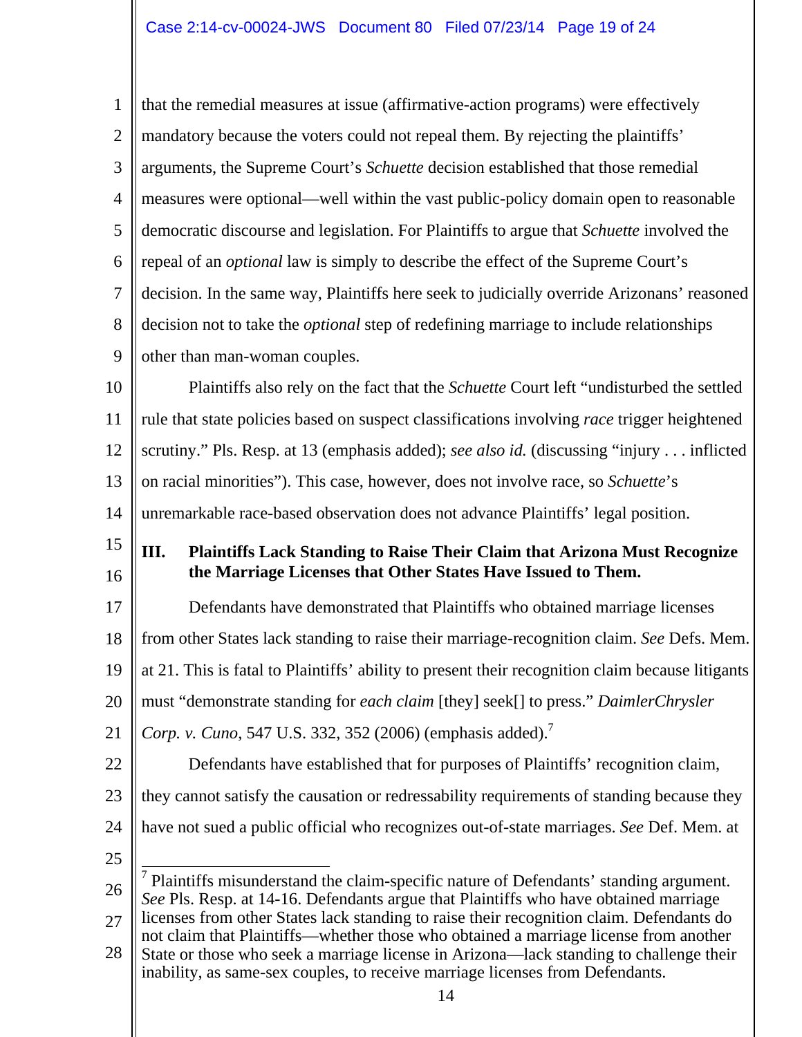that the remedial measures at issue (affirmative-action programs) were effectively mandatory because the voters could not repeal them. By rejecting the plaintiffs' arguments, the Supreme Court's *Schuette* decision established that those remedial measures were optional—well within the vast public-policy domain open to reasonable democratic discourse and legislation. For Plaintiffs to argue that *Schuette* involved the repeal of an *optional* law is simply to describe the effect of the Supreme Court's decision. In the same way, Plaintiffs here seek to judicially override Arizonans' reasoned decision not to take the *optional* step of redefining marriage to include relationships other than man-woman couples.

Plaintiffs also rely on the fact that the *Schuette* Court left "undisturbed the settled rule that state policies based on suspect classifications involving *race* trigger heightened scrutiny." Pls. Resp. at 13 (emphasis added); *see also id.* (discussing "injury . . . inflicted on racial minorities"). This case, however, does not involve race, so *Schuette*'s unremarkable race-based observation does not advance Plaintiffs' legal position.

## III. Plaintiffs Lack Standing to Raise Their Claim that Arizona Must Recognize the Marriage Licenses that Other States Have Issued to Them.

Defendants have demonstrated that Plaintiffs who obtained marriage licenses from other States lack standing to raise their marriage-recognition claim. *See* Defs. Mem. at 21. This is fatal to Plaintiffs' ability to present their recognition claim because litigants must "demonstrate standing for *each claim* [they] seek[] to press." *DaimlerChrysler Corp. v. Cuno*, 547 U.S. 332, 352 (2006) (emphasis added).[7]

Defendants have established that for purposes of Plaintiffs' recognition claim, they cannot satisfy the causation or redressability requirements of standing because they have not sued a public official who recognizes out-of-state marriages. *See* Def. Mem. at

---

[7] Plaintiffs misunderstand the claim-specific nature of Defendants' standing argument. *See* Pls. Resp. at 14-16. Defendants argue that Plaintiffs who have obtained marriage licenses from other States lack standing to raise their recognition claim. Defendants do not claim that Plaintiffs—whether those who obtained a marriage license from another State or those who seek a marriage license in Arizona—lack standing to challenge their inability, as same-sex couples, to receive marriage licenses from Defendants.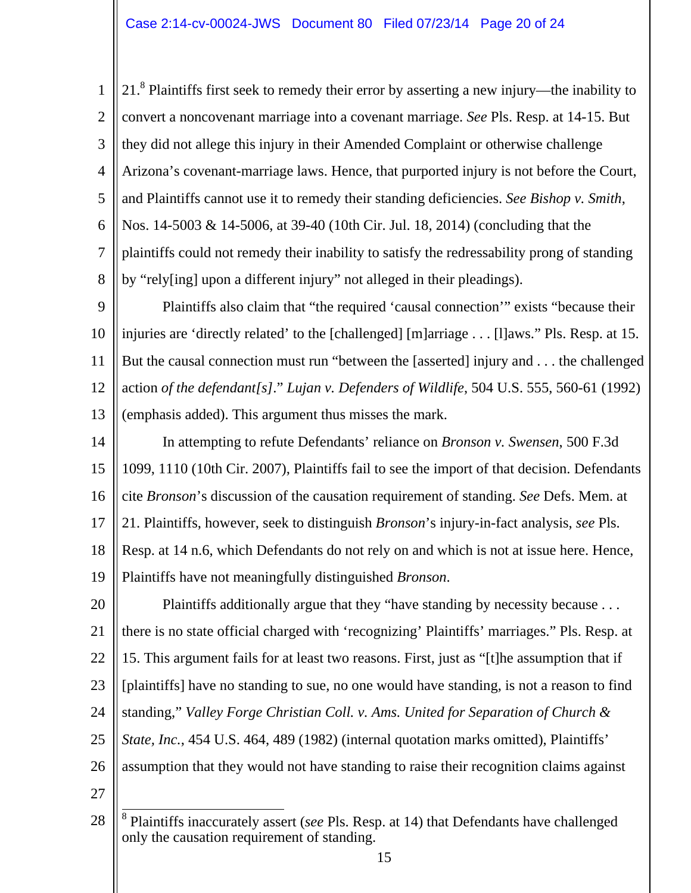21.[8] Plaintiffs first seek to remedy their error by asserting a new injury—the inability to convert a noncovenant marriage into a covenant marriage. *See* Pls. Resp. at 14-15. But they did not allege this injury in their Amended Complaint or otherwise challenge Arizona's covenant-marriage laws. Hence, that purported injury is not before the Court, and Plaintiffs cannot use it to remedy their standing deficiencies. *See Bishop v. Smith*, Nos. 14-5003 & 14-5006, at 39-40 (10th Cir. Jul. 18, 2014) (concluding that the plaintiffs could not remedy their inability to satisfy the redressability prong of standing by "rely[ing] upon a different injury" not alleged in their pleadings).

Plaintiffs also claim that "the required 'causal connection'" exists "because their injuries are 'directly related' to the [challenged] [m]arriage . . . [l]aws." Pls. Resp. at 15. But the causal connection must run "between the [asserted] injury and . . . the challenged action *of the defendant[s]*." *Lujan v. Defenders of Wildlife*, 504 U.S. 555, 560-61 (1992) (emphasis added). This argument thus misses the mark.

In attempting to refute Defendants' reliance on *Bronson v. Swensen*, 500 F.3d 1099, 1110 (10th Cir. 2007), Plaintiffs fail to see the import of that decision. Defendants cite *Bronson*'s discussion of the causation requirement of standing. *See* Defs. Mem. at 21. Plaintiffs, however, seek to distinguish *Bronson*'s injury-in-fact analysis, *see* Pls. Resp. at 14 n.6, which Defendants do not rely on and which is not at issue here. Hence, Plaintiffs have not meaningfully distinguished *Bronson*.

Plaintiffs additionally argue that they "have standing by necessity because . . . there is no state official charged with 'recognizing' Plaintiffs' marriages." Pls. Resp. at 15. This argument fails for at least two reasons. First, just as "[t]he assumption that if [plaintiffs] have no standing to sue, no one would have standing, is not a reason to find standing," *Valley Forge Christian Coll. v. Ams. United for Separation of Church & State, Inc.*, 454 U.S. 464, 489 (1982) (internal quotation marks omitted), Plaintiffs' assumption that they would not have standing to raise their recognition claims against

---

[8] Plaintiffs inaccurately assert (*see* Pls. Resp. at 14) that Defendants have challenged only the causation requirement of standing.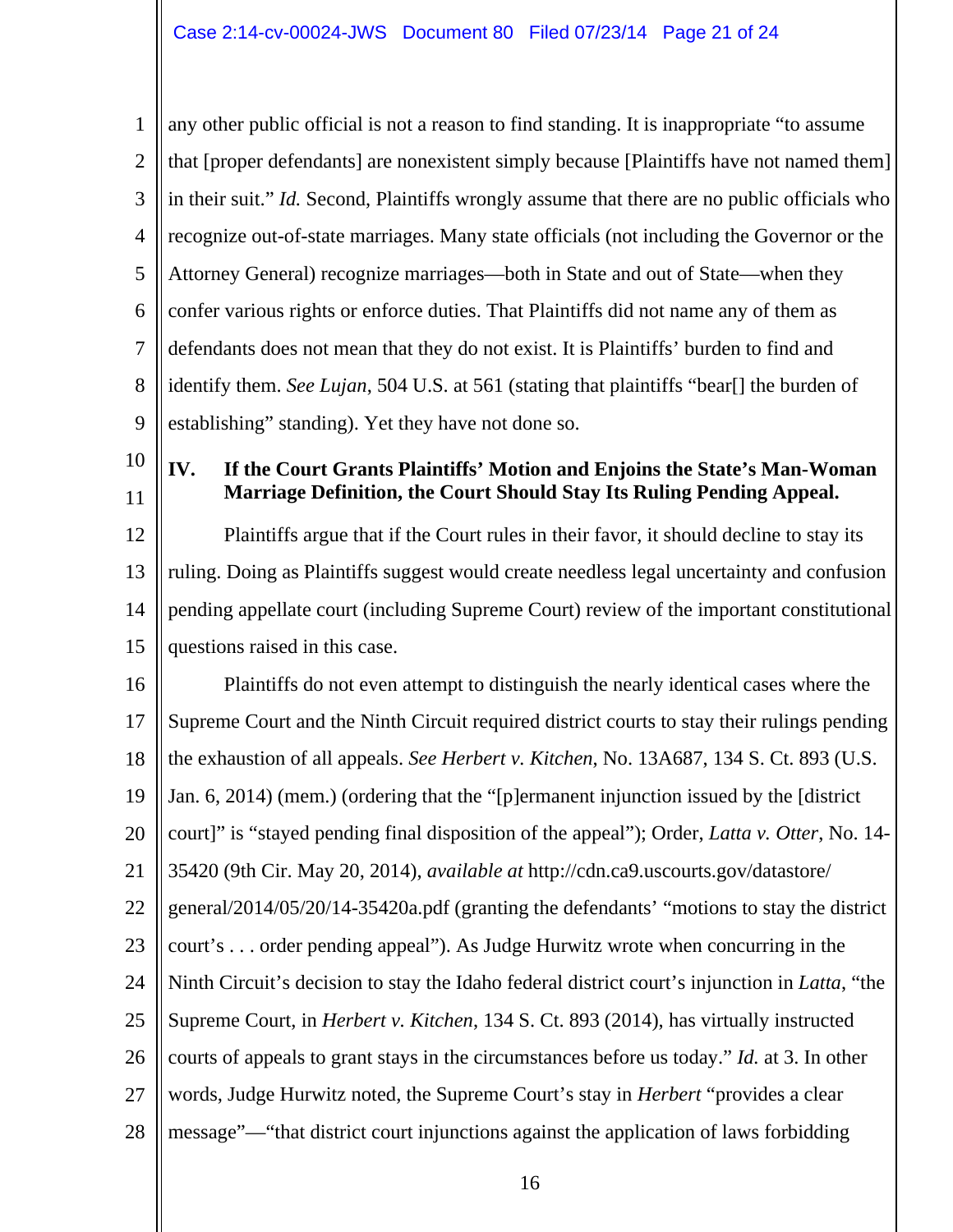any other public official is not a reason to find standing. It is inappropriate "to assume that [proper defendants] are nonexistent simply because [Plaintiffs have not named them] in their suit." *Id.* Second, Plaintiffs wrongly assume that there are no public officials who recognize out-of-state marriages. Many state officials (not including the Governor or the Attorney General) recognize marriages—both in State and out of State—when they confer various rights or enforce duties. That Plaintiffs did not name any of them as defendants does not mean that they do not exist. It is Plaintiffs' burden to find and identify them. *See Lujan*, 504 U.S. at 561 (stating that plaintiffs "bear[] the burden of establishing" standing). Yet they have not done so.

## IV. If the Court Grants Plaintiffs' Motion and Enjoins the State's Man-Woman Marriage Definition, the Court Should Stay Its Ruling Pending Appeal.

Plaintiffs argue that if the Court rules in their favor, it should decline to stay its ruling. Doing as Plaintiffs suggest would create needless legal uncertainty and confusion pending appellate court (including Supreme Court) review of the important constitutional questions raised in this case.

Plaintiffs do not even attempt to distinguish the nearly identical cases where the Supreme Court and the Ninth Circuit required district courts to stay their rulings pending the exhaustion of all appeals. *See Herbert v. Kitchen*, No. 13A687, 134 S. Ct. 893 (U.S. Jan. 6, 2014) (mem.) (ordering that the "[p]ermanent injunction issued by the [district court]" is "stayed pending final disposition of the appeal"); Order, *Latta v. Otter*, No. 14-35420 (9th Cir. May 20, 2014), *available at* http://cdn.ca9.uscourts.gov/datastore/general/2014/05/20/14-35420a.pdf (granting the defendants' "motions to stay the district court's . . . order pending appeal"). As Judge Hurwitz wrote when concurring in the Ninth Circuit's decision to stay the Idaho federal district court's injunction in *Latta*, "the Supreme Court, in *Herbert v. Kitchen*, 134 S. Ct. 893 (2014), has virtually instructed courts of appeals to grant stays in the circumstances before us today." *Id.* at 3. In other words, Judge Hurwitz noted, the Supreme Court's stay in *Herbert* "provides a clear message"—"that district court injunctions against the application of laws forbidding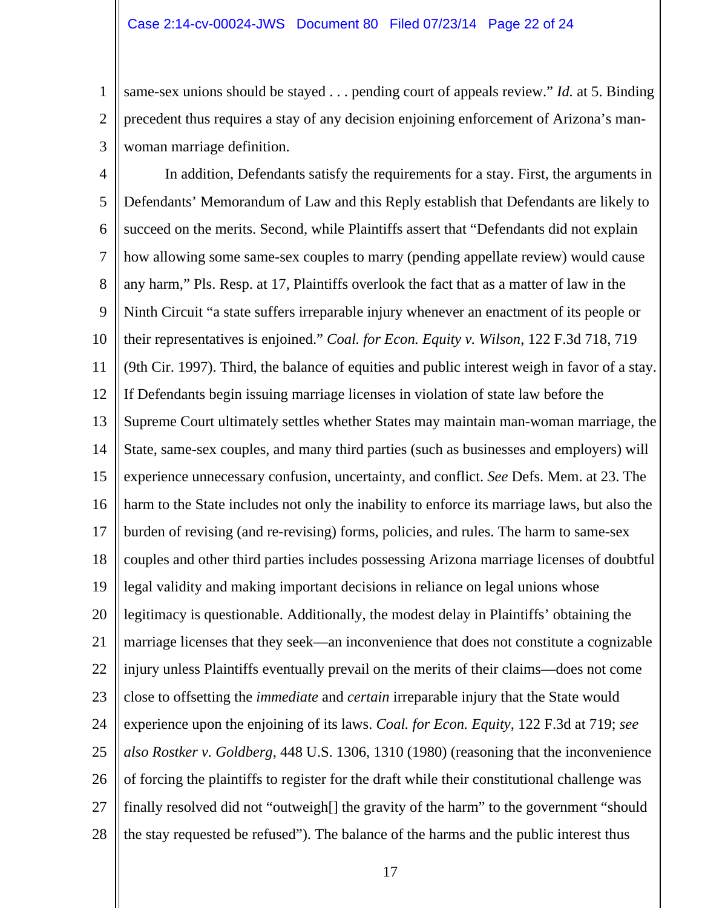same-sex unions should be stayed . . . pending court of appeals review." *Id.* at 5. Binding precedent thus requires a stay of any decision enjoining enforcement of Arizona's man-woman marriage definition.

In addition, Defendants satisfy the requirements for a stay. First, the arguments in Defendants' Memorandum of Law and this Reply establish that Defendants are likely to succeed on the merits. Second, while Plaintiffs assert that "Defendants did not explain how allowing some same-sex couples to marry (pending appellate review) would cause any harm," Pls. Resp. at 17, Plaintiffs overlook the fact that as a matter of law in the Ninth Circuit "a state suffers irreparable injury whenever an enactment of its people or their representatives is enjoined." *Coal. for Econ. Equity v. Wilson*, 122 F.3d 718, 719 (9th Cir. 1997). Third, the balance of equities and public interest weigh in favor of a stay. If Defendants begin issuing marriage licenses in violation of state law before the Supreme Court ultimately settles whether States may maintain man-woman marriage, the State, same-sex couples, and many third parties (such as businesses and employers) will experience unnecessary confusion, uncertainty, and conflict. *See* Defs. Mem. at 23. The harm to the State includes not only the inability to enforce its marriage laws, but also the burden of revising (and re-revising) forms, policies, and rules. The harm to same-sex couples and other third parties includes possessing Arizona marriage licenses of doubtful legal validity and making important decisions in reliance on legal unions whose legitimacy is questionable. Additionally, the modest delay in Plaintiffs' obtaining the marriage licenses that they seek—an inconvenience that does not constitute a cognizable injury unless Plaintiffs eventually prevail on the merits of their claims—does not come close to offsetting the *immediate* and *certain* irreparable injury that the State would experience upon the enjoining of its laws. *Coal. for Econ. Equity*, 122 F.3d at 719; *see also Rostker v. Goldberg*, 448 U.S. 1306, 1310 (1980) (reasoning that the inconvenience of forcing the plaintiffs to register for the draft while their constitutional challenge was finally resolved did not "outweigh[] the gravity of the harm" to the government "should the stay requested be refused"). The balance of the harms and the public interest thus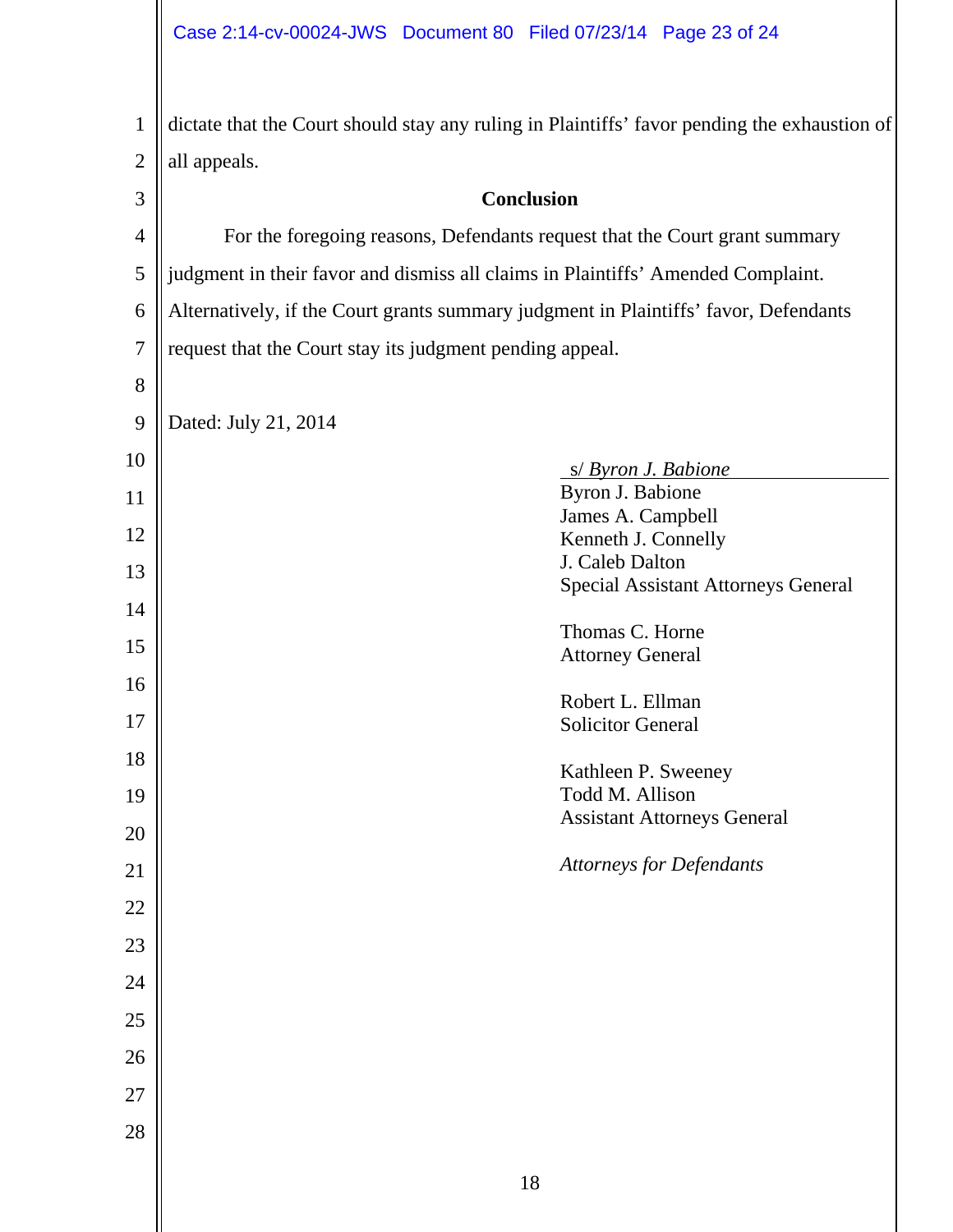dictate that the Court should stay any ruling in Plaintiffs' favor pending the exhaustion of all appeals.

## Conclusion

For the foregoing reasons, Defendants request that the Court grant summary judgment in their favor and dismiss all claims in Plaintiffs' Amended Complaint. Alternatively, if the Court grants summary judgment in Plaintiffs' favor, Defendants request that the Court stay its judgment pending appeal.

Dated: July 21, 2014

s/ *Byron J. Babione*
Byron J. Babione
James A. Campbell
Kenneth J. Connelly
J. Caleb Dalton
Special Assistant Attorneys General

Thomas C. Horne
Attorney General

Robert L. Ellman
Solicitor General

Kathleen P. Sweeney
Todd M. Allison
Assistant Attorneys General

*Attorneys for Defendants*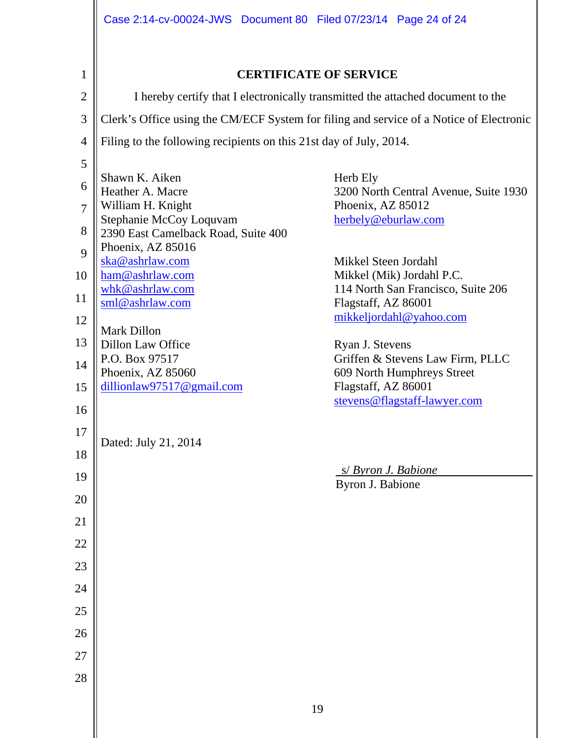**CERTIFICATE OF SERVICE**

I hereby certify that I electronically transmitted the attached document to the Clerk's Office using the CM/ECF System for filing and service of a Notice of Electronic Filing to the following recipients on this 21st day of July, 2014.

Shawn K. Aiken
Heather A. Macre
William H. Knight
Stephanie McCoy Loquvam
2390 East Camelback Road, Suite 400
Phoenix, AZ 85016
ska@ashrlaw.com
ham@ashrlaw.com
whk@ashrlaw.com
sml@ashrlaw.com

Mark Dillon
Dillon Law Office
P.O. Box 97517
Phoenix, AZ 85060
dillionlaw97517@gmail.com

Herb Ely
3200 North Central Avenue, Suite 1930
Phoenix, AZ 85012
herbely@eburlaw.com

Mikkel Steen Jordahl
Mikkel (Mik) Jordahl P.C.
114 North San Francisco, Suite 206
Flagstaff, AZ 86001
mikkeljordahl@yahoo.com

Ryan J. Stevens
Griffen & Stevens Law Firm, PLLC
609 North Humphreys Street
Flagstaff, AZ 86001
stevens@flagstaff-lawyer.com

Dated: July 21, 2014

s/ *Byron J. Babione*
Byron J. Babione